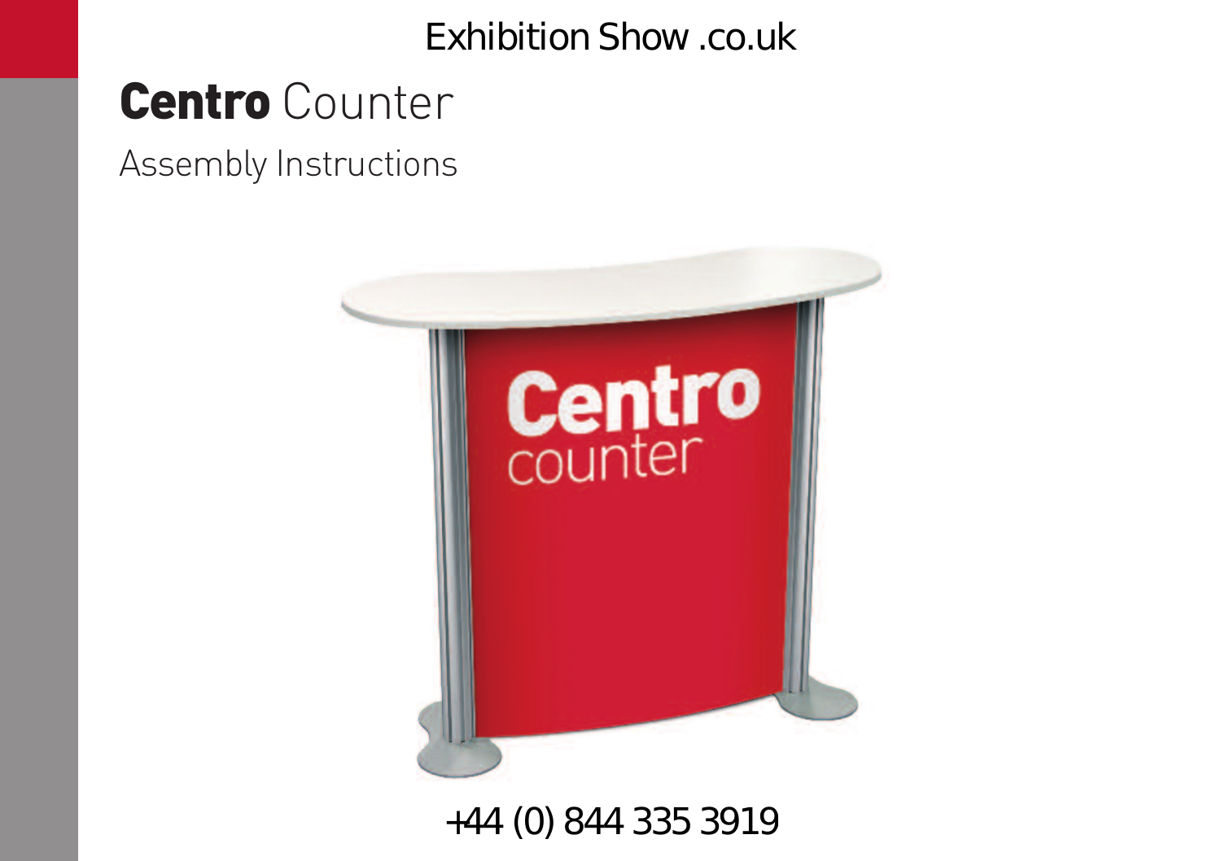Exhibition Show .co.uk

# **Centro** Counter

## Assembly Instructions

+44 (0) 844 335 3919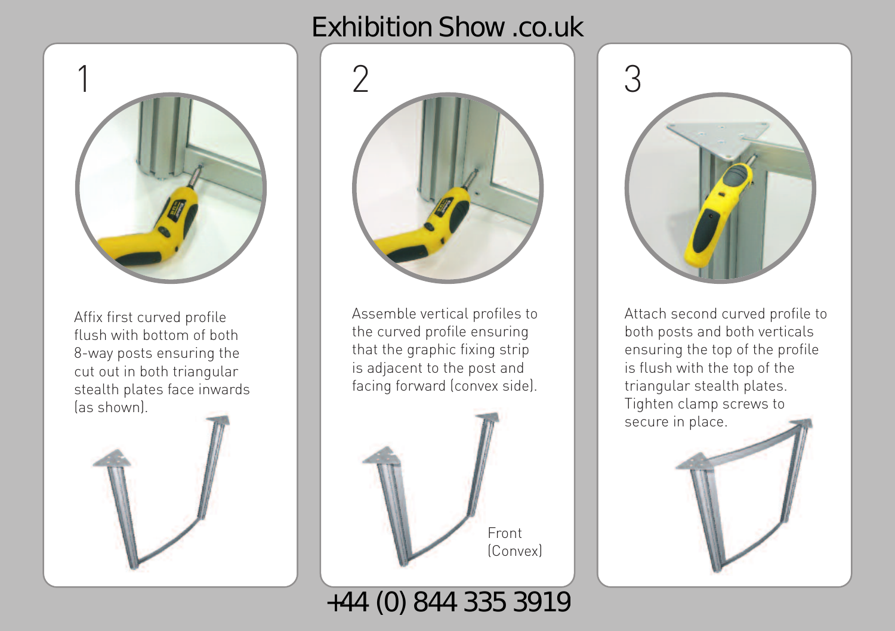# Exhibition Show .co.uk

## 1

Affix first curved profile flush with bottom of both 8-way posts ensuring the cut out in both triangular stealth plates face inwards (as shown).

## 2

Assemble vertical profiles to the curved profile ensuring that the graphic fixing strip is adjacent to the post and facing forward (convex side).

Front (Convex)

## 3

Attach second curved profile to both posts and both verticals ensuring the top of the profile is flush with the top of the triangular stealth plates. Tighten clamp screws to secure in place.

+44 (0) 844 335 3919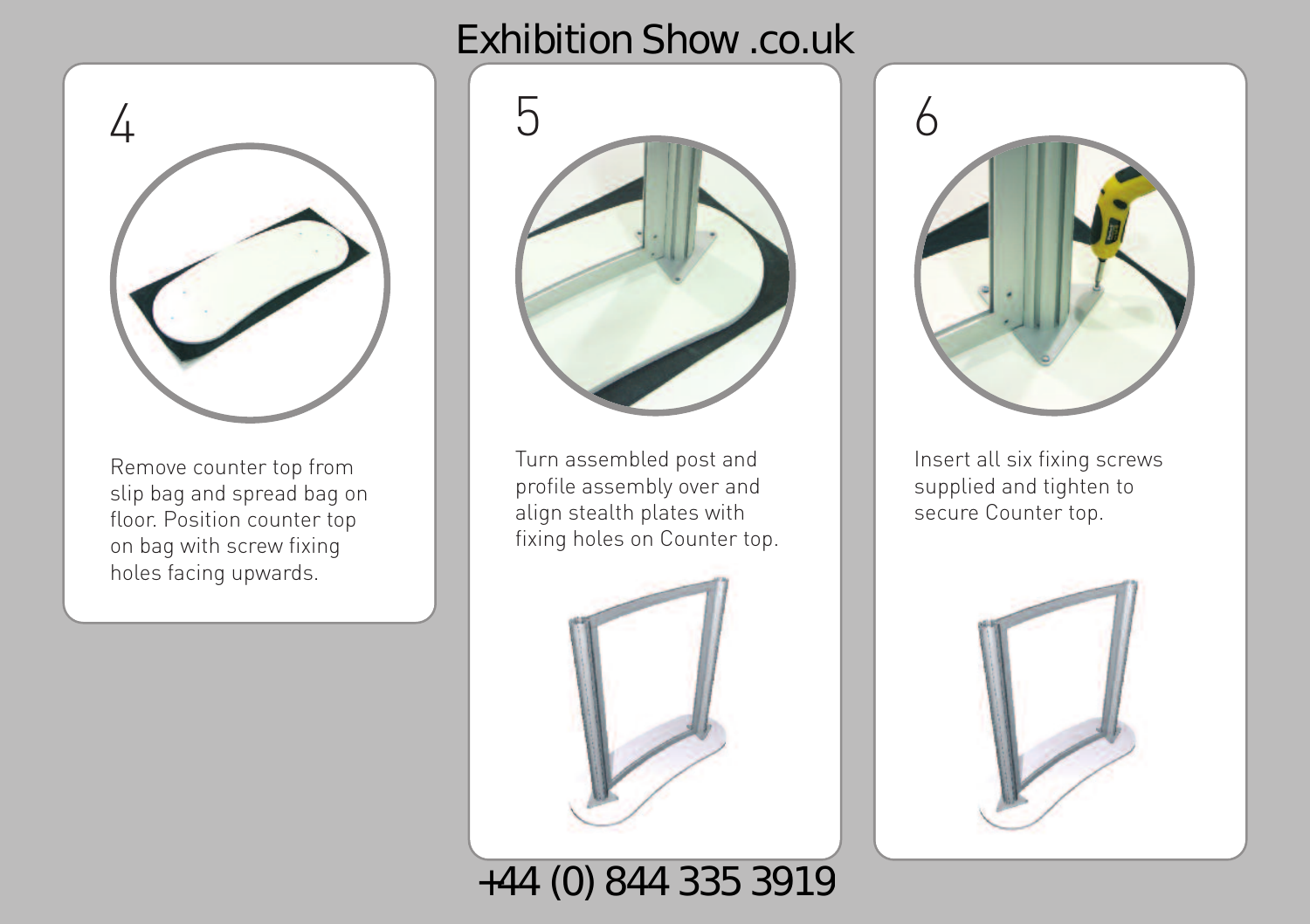# Exhibition Show .co.uk

## 4

Remove counter top from slip bag and spread bag on floor. Position counter top on bag with screw fixing holes facing upwards.

## 5

Turn assembled post and profile assembly over and align stealth plates with fixing holes on Counter top.

## 6

Insert all six fixing screws supplied and tighten to secure Counter top.

+44 (0) 844 335 3919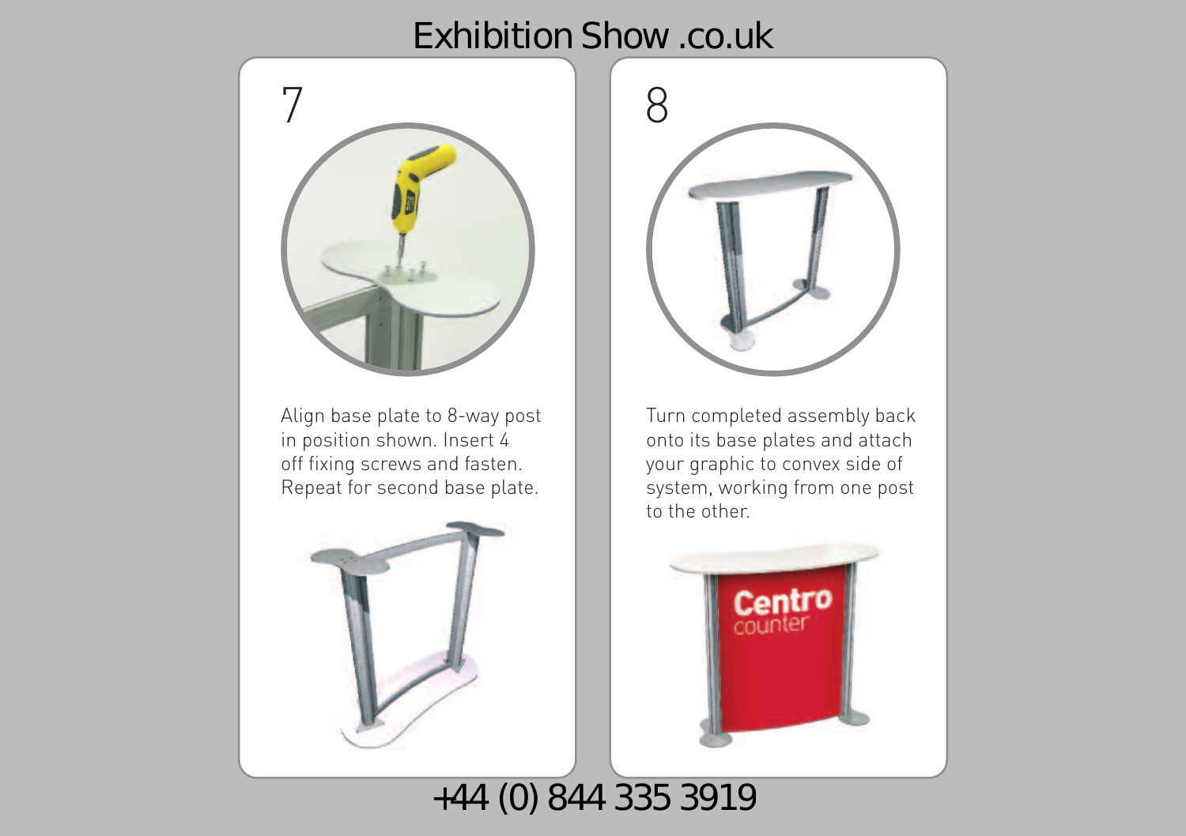## 7

Align base plate to 8-way post in position shown. Insert 4 off fixing screws and fasten. Repeat for second base plate.

## 8

Turn completed assembly back onto its base plates and attach your graphic to convex side of system, working from one post to the other.